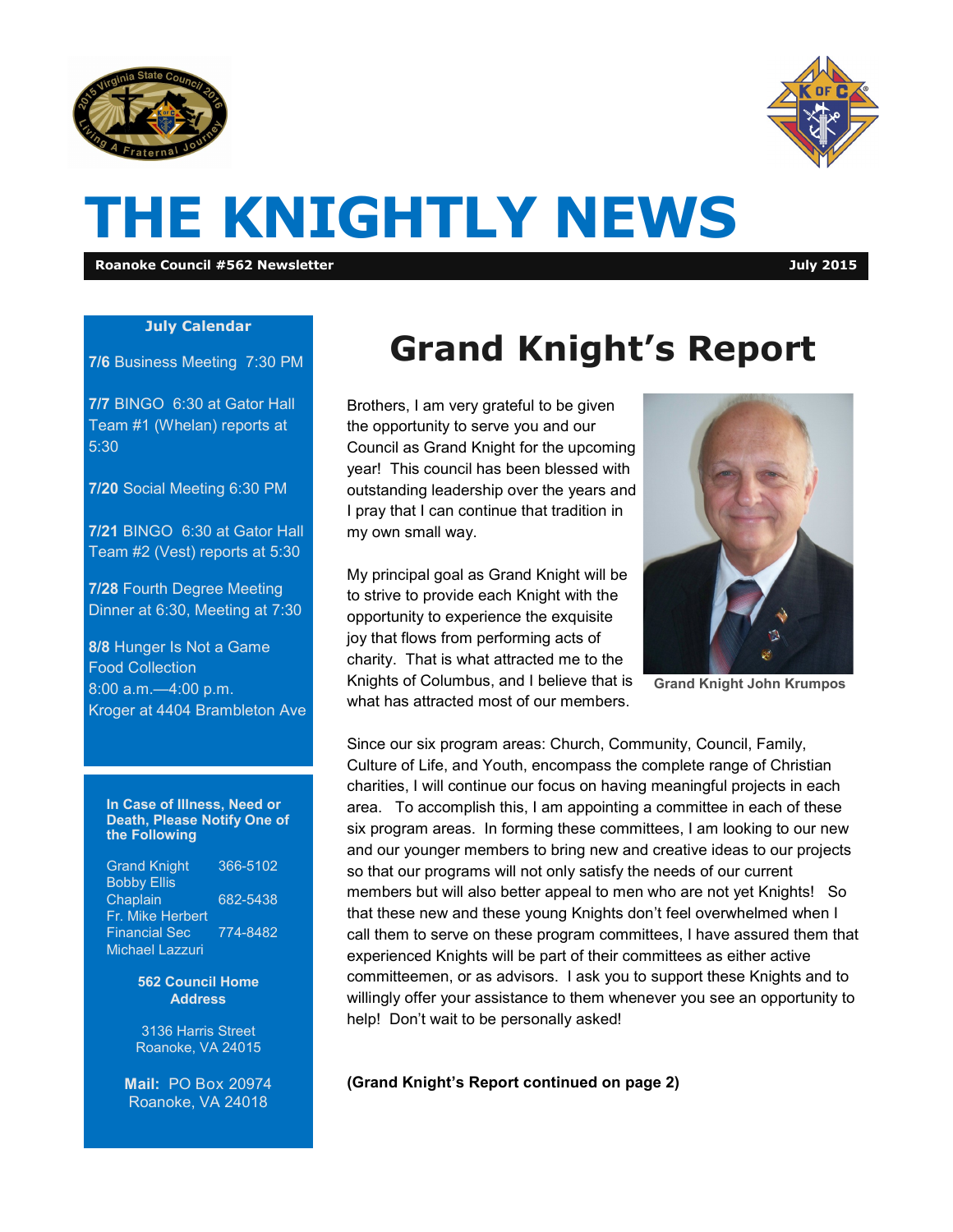# THE KNIGHTLY NEWS

**Roanoke Council #562 Newsletter** **July 2015**

**July Calendar**

**7/6** Business Meeting 7:30 PM

**7/7** BINGO 6:30 at Gator Hall Team #1 (Whelan) reports at 5:30

**7/20** Social Meeting 6:30 PM

**7/21** BINGO 6:30 at Gator Hall Team #2 (Vest) reports at 5:30

**7/28** Fourth Degree Meeting Dinner at 6:30, Meeting at 7:30

**8/8** Hunger Is Not a Game Food Collection
8:00 a.m.—4:00 p.m.
Kroger at 4404 Brambleton Ave

**In Case of Illness, Need or Death, Please Notify One of the Following**

Grand Knight 366-5102
Bobby Ellis
Chaplain 682-5438
Fr. Mike Herbert
Financial Sec 774-8482
Michael Lazzuri

**562 Council Home Address**

3136 Harris Street
Roanoke, VA 24015

**Mail:** PO Box 20974
Roanoke, VA 24018

# Grand Knight's Report

Brothers, I am very grateful to be given the opportunity to serve you and our Council as Grand Knight for the upcoming year! This council has been blessed with outstanding leadership over the years and I pray that I can continue that tradition in my own small way.

My principal goal as Grand Knight will be to strive to provide each Knight with the opportunity to experience the exquisite joy that flows from performing acts of charity. That is what attracted me to the Knights of Columbus, and I believe that is what has attracted most of our members.

Grand Knight John Krumpos

Since our six program areas: Church, Community, Council, Family, Culture of Life, and Youth, encompass the complete range of Christian charities, I will continue our focus on having meaningful projects in each area. To accomplish this, I am appointing a committee in each of these six program areas. In forming these committees, I am looking to our new and our younger members to bring new and creative ideas to our projects so that our programs will not only satisfy the needs of our current members but will also better appeal to men who are not yet Knights! So that these new and these young Knights don't feel overwhelmed when I call them to serve on these program committees, I have assured them that experienced Knights will be part of their committees as either active committeemen, or as advisors. I ask you to support these Knights and to willingly offer your assistance to them whenever you see an opportunity to help! Don't wait to be personally asked!

**(Grand Knight's Report continued on page 2)**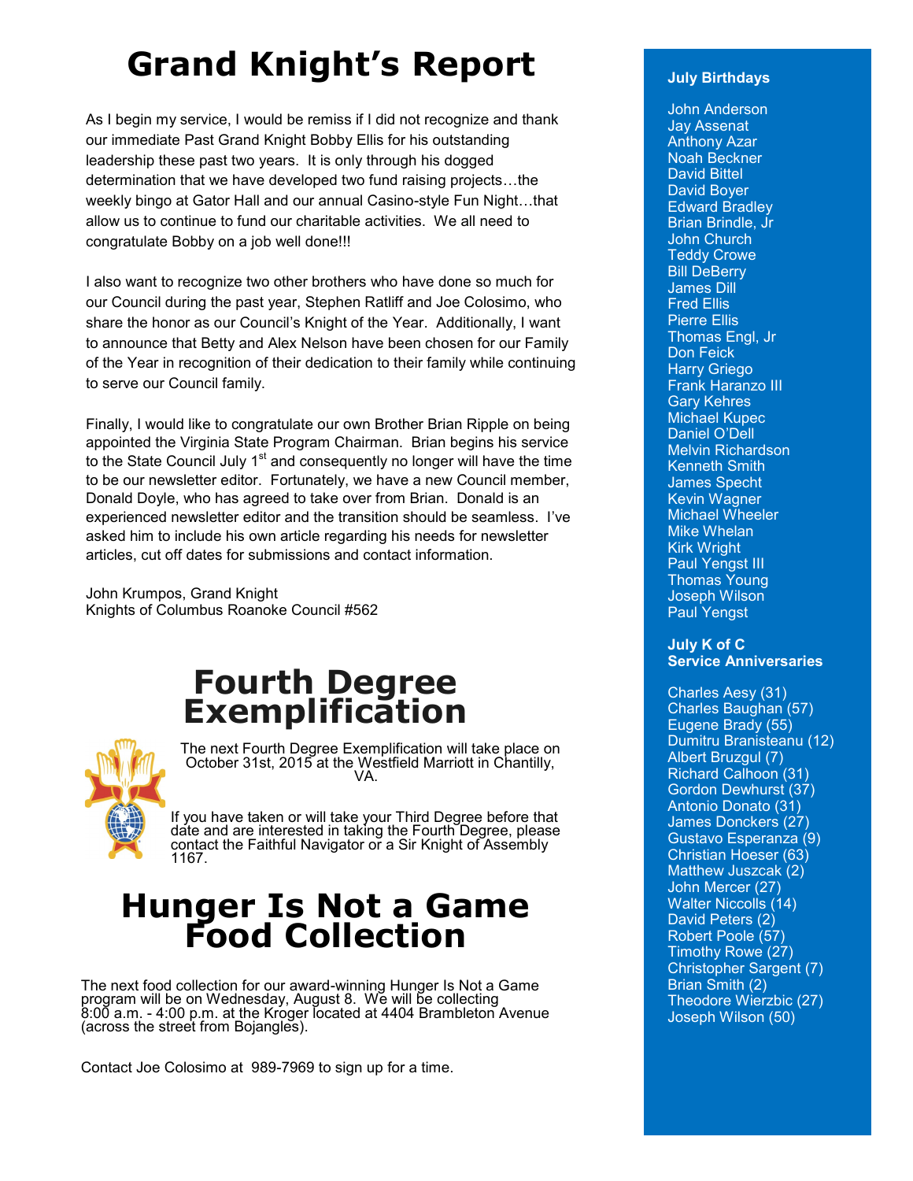# Grand Knight's Report

As I begin my service, I would be remiss if I did not recognize and thank our immediate Past Grand Knight Bobby Ellis for his outstanding leadership these past two years. It is only through his dogged determination that we have developed two fund raising projects…the weekly bingo at Gator Hall and our annual Casino-style Fun Night…that allow us to continue to fund our charitable activities. We all need to congratulate Bobby on a job well done!!!

I also want to recognize two other brothers who have done so much for our Council during the past year, Stephen Ratliff and Joe Colosimo, who share the honor as our Council's Knight of the Year. Additionally, I want to announce that Betty and Alex Nelson have been chosen for our Family of the Year in recognition of their dedication to their family while continuing to serve our Council family.

Finally, I would like to congratulate our own Brother Brian Ripple on being appointed the Virginia State Program Chairman. Brian begins his service to the State Council July 1st and consequently no longer will have the time to be our newsletter editor. Fortunately, we have a new Council member, Donald Doyle, who has agreed to take over from Brian. Donald is an experienced newsletter editor and the transition should be seamless. I've asked him to include his own article regarding his needs for newsletter articles, cut off dates for submissions and contact information.

John Krumpos, Grand Knight
Knights of Columbus Roanoke Council #562

# Fourth Degree Exemplification

The next Fourth Degree Exemplification will take place on October 31st, 2015 at the Westfield Marriott in Chantilly, VA.

If you have taken or will take your Third Degree before that date and are interested in taking the Fourth Degree, please contact the Faithful Navigator or a Sir Knight of Assembly 1167.

# Hunger Is Not a Game Food Collection

The next food collection for our award-winning Hunger Is Not a Game program will be on Wednesday, August 8. We will be collecting 8:00 a.m. - 4:00 p.m. at the Kroger located at 4404 Brambleton Avenue (across the street from Bojangles).

Contact Joe Colosimo at 989-7969 to sign up for a time.

**July Birthdays**

John Anderson
Jay Assenat
Anthony Azar
Noah Beckner
David Bittel
David Boyer
Edward Bradley
Brian Brindle, Jr
John Church
Teddy Crowe
Bill DeBerry
James Dill
Fred Ellis
Pierre Ellis
Thomas Engl, Jr
Don Feick
Harry Griego
Frank Haranzo III
Gary Kehres
Michael Kupec
Daniel O'Dell
Melvin Richardson
Kenneth Smith
James Specht
Kevin Wagner
Michael Wheeler
Mike Whelan
Kirk Wright
Paul Yengst III
Thomas Young
Joseph Wilson
Paul Yengst

**July K of C Service Anniversaries**

Charles Aesy (31)
Charles Baughan (57)
Eugene Brady (55)
Dumitru Branisteanu (12)
Albert Bruzgul (7)
Richard Calhoon (31)
Gordon Dewhurst (37)
Antonio Donato (31)
James Donckers (27)
Gustavo Esperanza (9)
Christian Hoeser (63)
Matthew Juszcak (2)
John Mercer (27)
Walter Niccolls (14)
David Peters (2)
Robert Poole (57)
Timothy Rowe (27)
Christopher Sargent (7)
Brian Smith (2)
Theodore Wierzbic (27)
Joseph Wilson (50)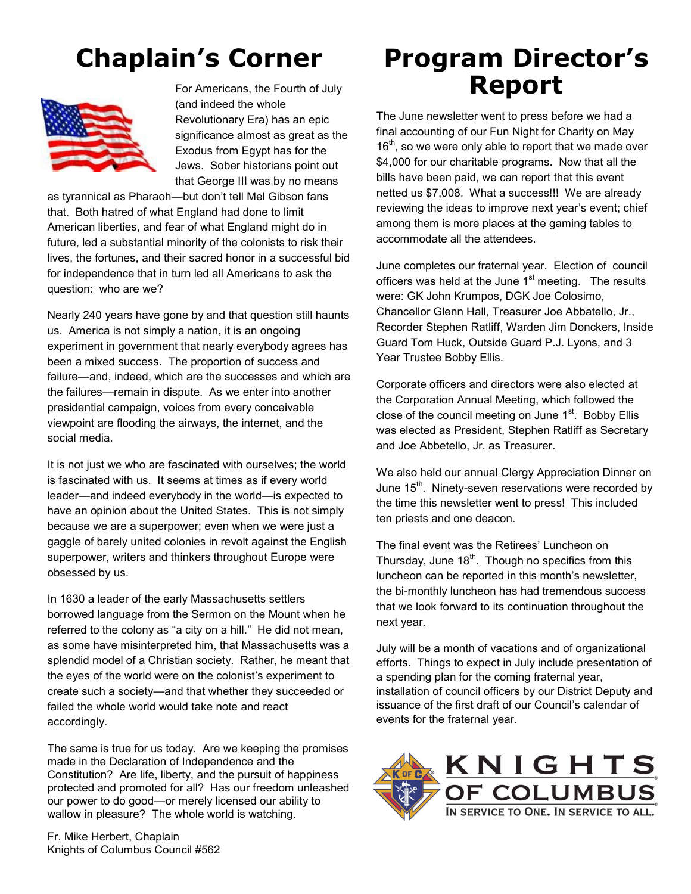# Chaplain's Corner

For Americans, the Fourth of July (and indeed the whole Revolutionary Era) has an epic significance almost as great as the Exodus from Egypt has for the Jews. Sober historians point out that George III was by no means as tyrannical as Pharaoh—but don't tell Mel Gibson fans that. Both hatred of what England had done to limit American liberties, and fear of what England might do in future, led a substantial minority of the colonists to risk their lives, the fortunes, and their sacred honor in a successful bid for independence that in turn led all Americans to ask the question: who are we?

Nearly 240 years have gone by and that question still haunts us. America is not simply a nation, it is an ongoing experiment in government that nearly everybody agrees has been a mixed success. The proportion of success and failure—and, indeed, which are the successes and which are the failures—remain in dispute. As we enter into another presidential campaign, voices from every conceivable viewpoint are flooding the airways, the internet, and the social media.

It is not just we who are fascinated with ourselves; the world is fascinated with us. It seems at times as if every world leader—and indeed everybody in the world—is expected to have an opinion about the United States. This is not simply because we are a superpower; even when we were just a gaggle of barely united colonies in revolt against the English superpower, writers and thinkers throughout Europe were obsessed by us.

In 1630 a leader of the early Massachusetts settlers borrowed language from the Sermon on the Mount when he referred to the colony as "a city on a hill." He did not mean, as some have misinterpreted him, that Massachusetts was a splendid model of a Christian society. Rather, he meant that the eyes of the world were on the colonist's experiment to create such a society—and that whether they succeeded or failed the whole world would take note and react accordingly.

The same is true for us today. Are we keeping the promises made in the Declaration of Independence and the Constitution? Are life, liberty, and the pursuit of happiness protected and promoted for all? Has our freedom unleashed our power to do good—or merely licensed our ability to wallow in pleasure? The whole world is watching.

Fr. Mike Herbert, Chaplain
Knights of Columbus Council #562

# Program Director's Report

The June newsletter went to press before we had a final accounting of our Fun Night for Charity on May 16th, so we were only able to report that we made over $4,000 for our charitable programs. Now that all the bills have been paid, we can report that this event netted us $7,008. What a success!!! We are already reviewing the ideas to improve next year's event; chief among them is more places at the gaming tables to accommodate all the attendees.

June completes our fraternal year. Election of council officers was held at the June 1st meeting. The results were: GK John Krumpos, DGK Joe Colosimo, Chancellor Glenn Hall, Treasurer Joe Abbatello, Jr., Recorder Stephen Ratliff, Warden Jim Donckers, Inside Guard Tom Huck, Outside Guard P.J. Lyons, and 3 Year Trustee Bobby Ellis.

Corporate officers and directors were also elected at the Corporation Annual Meeting, which followed the close of the council meeting on June 1st. Bobby Ellis was elected as President, Stephen Ratliff as Secretary and Joe Abbetello, Jr. as Treasurer.

We also held our annual Clergy Appreciation Dinner on June 15th. Ninety-seven reservations were recorded by the time this newsletter went to press! This included ten priests and one deacon.

The final event was the Retirees' Luncheon on Thursday, June 18th. Though no specifics from this luncheon can be reported in this month's newsletter, the bi-monthly luncheon has had tremendous success that we look forward to its continuation throughout the next year.

July will be a month of vacations and of organizational efforts. Things to expect in July include presentation of a spending plan for the coming fraternal year, installation of council officers by our District Deputy and issuance of the first draft of our Council's calendar of events for the fraternal year.

KNIGHTS OF COLUMBUS
IN SERVICE TO ONE. IN SERVICE TO ALL.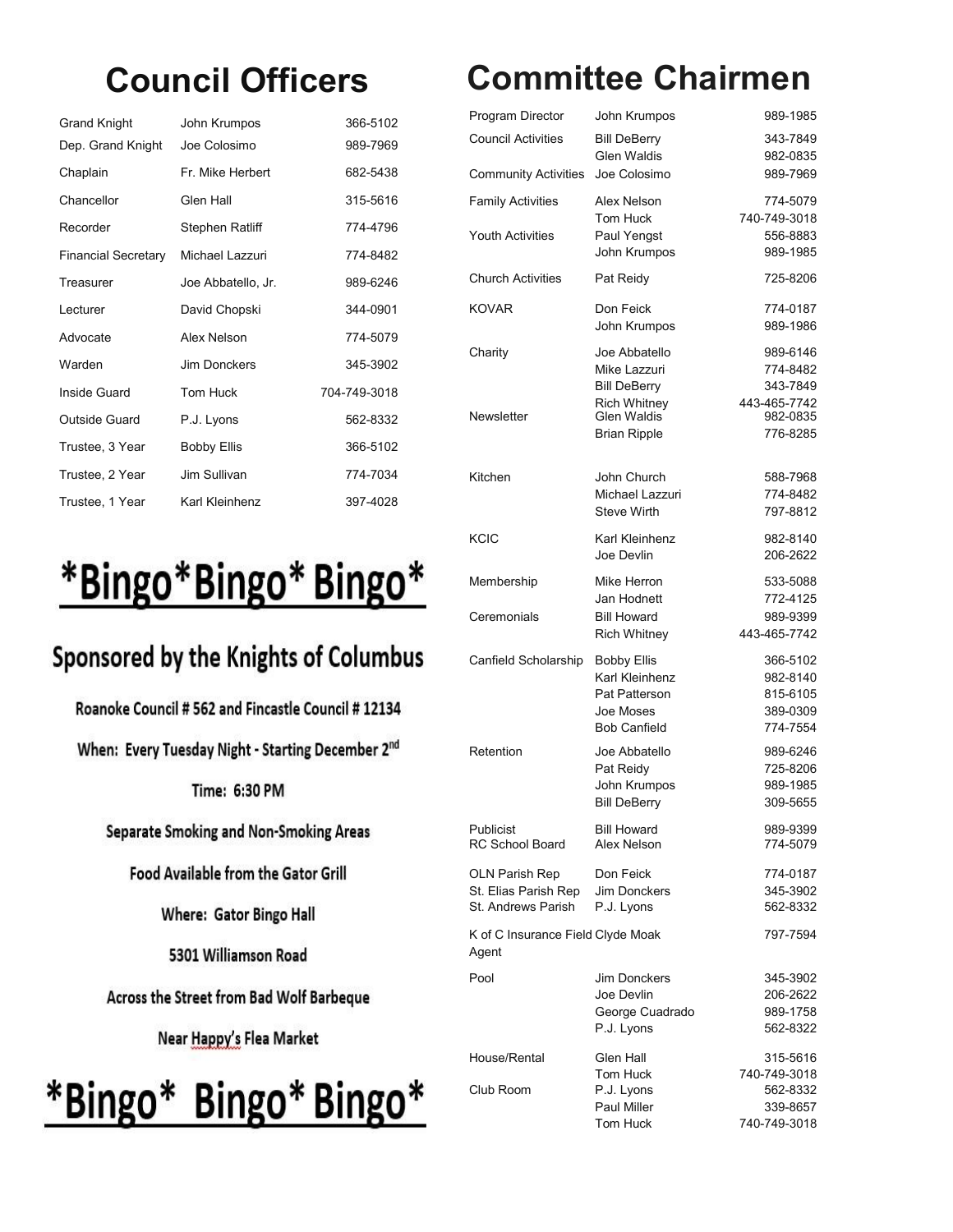# Council Officers

| | | |
|---|---|---|
| Grand Knight | John Krumpos | 366-5102 |
| Dep. Grand Knight | Joe Colosimo | 989-7969 |
| Chaplain | Fr. Mike Herbert | 682-5438 |
| Chancellor | Glen Hall | 315-5616 |
| Recorder | Stephen Ratliff | 774-4796 |
| Financial Secretary | Michael Lazzuri | 774-8482 |
| Treasurer | Joe Abbatello, Jr. | 989-6246 |
| Lecturer | David Chopski | 344-0901 |
| Advocate | Alex Nelson | 774-5079 |
| Warden | Jim Donckers | 345-3902 |
| Inside Guard | Tom Huck | 704-749-3018 |
| Outside Guard | P.J. Lyons | 562-8332 |
| Trustee, 3 Year | Bobby Ellis | 366-5102 |
| Trustee, 2 Year | Jim Sullivan | 774-7034 |
| Trustee, 1 Year | Karl Kleinhenz | 397-4028 |

# *Bingo*Bingo* Bingo*

## Sponsored by the Knights of Columbus

**Roanoke Council # 562 and Fincastle Council # 12134**

**When: Every Tuesday Night - Starting December 2nd**

**Time: 6:30 PM**

**Separate Smoking and Non-Smoking Areas**

**Food Available from the Gator Grill**

**Where: Gator Bingo Hall**

**5301 Williamson Road**

**Across the Street from Bad Wolf Barbeque**

**Near Happy's Flea Market**

# *Bingo* Bingo* Bingo*

# Committee Chairmen

| | | |
|---|---|---|
| Program Director | John Krumpos | 989-1985 |
| Council Activities | Bill DeBerry | 343-7849 |
| | Glen Waldis | 982-0835 |
| Community Activities | Joe Colosimo | 989-7969 |
| Family Activities | Alex Nelson | 774-5079 |
| | Tom Huck | 740-749-3018 |
| Youth Activities | Paul Yengst | 556-8883 |
| | John Krumpos | 989-1985 |
| Church Activities | Pat Reidy | 725-8206 |
| KOVAR | Don Feick | 774-0187 |
| | John Krumpos | 989-1986 |
| Charity | Joe Abbatello | 989-6146 |
| | Mike Lazzuri | 774-8482 |
| | Bill DeBerry | 343-7849 |
| | Rich Whitney | 443-465-7742 |
| Newsletter | Glen Waldis | 982-0835 |
| | Brian Ripple | 776-8285 |
| Kitchen | John Church | 588-7968 |
| | Michael Lazzuri | 774-8482 |
| | Steve Wirth | 797-8812 |
| KCIC | Karl Kleinhenz | 982-8140 |
| | Joe Devlin | 206-2622 |
| Membership | Mike Herron | 533-5088 |
| | Jan Hodnett | 772-4125 |
| Ceremonials | Bill Howard | 989-9399 |
| | Rich Whitney | 443-465-7742 |
| Canfield Scholarship | Bobby Ellis | 366-5102 |
| | Karl Kleinhenz | 982-8140 |
| | Pat Patterson | 815-6105 |
| | Joe Moses | 389-0309 |
| | Bob Canfield | 774-7554 |
| Retention | Joe Abbatello | 989-6246 |
| | Pat Reidy | 725-8206 |
| | John Krumpos | 989-1985 |
| | Bill DeBerry | 309-5655 |
| Publicist | Bill Howard | 989-9399 |
| RC School Board | Alex Nelson | 774-5079 |
| OLN Parish Rep | Don Feick | 774-0187 |
| St. Elias Parish Rep | Jim Donckers | 345-3902 |
| St. Andrews Parish | P.J. Lyons | 562-8332 |
| K of C Insurance Field Agent | Clyde Moak | 797-7594 |
| Pool | Jim Donckers | 345-3902 |
| | Joe Devlin | 206-2622 |
| | George Cuadrado | 989-1758 |
| | P.J. Lyons | 562-8322 |
| House/Rental | Glen Hall | 315-5616 |
| | Tom Huck | 740-749-3018 |
| Club Room | P.J. Lyons | 562-8332 |
| | Paul Miller | 339-8657 |
| | Tom Huck | 740-749-3018 |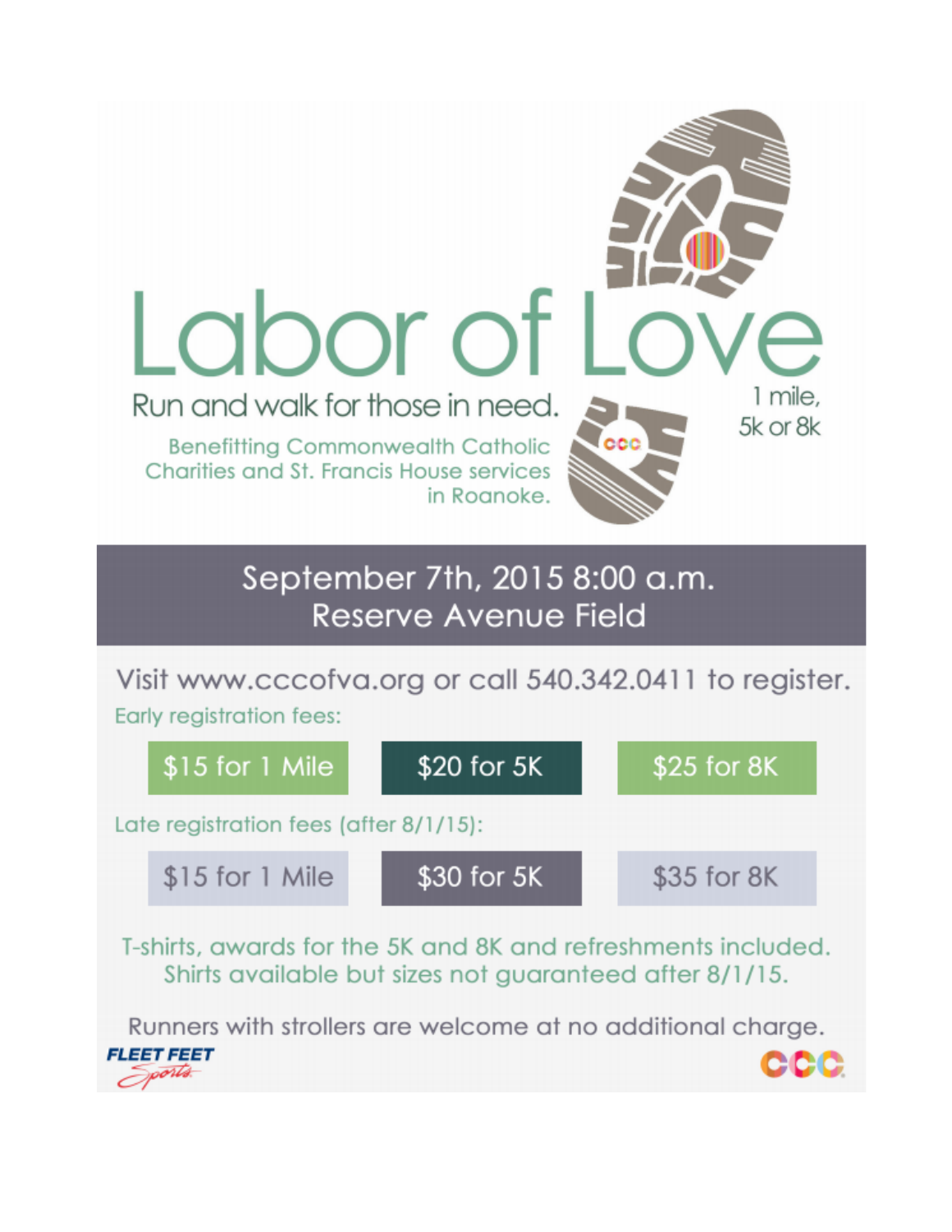# Labor of Love

Run and walk for those in need.

1 mile, 5k or 8k

Benefitting Commonwealth Catholic Charities and St. Francis House services in Roanoke.

## September 7th, 2015 8:00 a.m.
## Reserve Avenue Field

Visit www.cccofva.org or call 540.342.0411 to register.

Early registration fees:

| | | |
|---|---|---|
| $15 for 1 Mile | $20 for 5K | $25 for 8K |

Late registration fees (after 8/1/15):

| | | |
|---|---|---|
| $15 for 1 Mile | $30 for 5K | $35 for 8K |

T-shirts, awards for the 5K and 8K and refreshments included. Shirts available but sizes not guaranteed after 8/1/15.

Runners with strollers are welcome at no additional charge.

FLEET FEET Sports

CCC